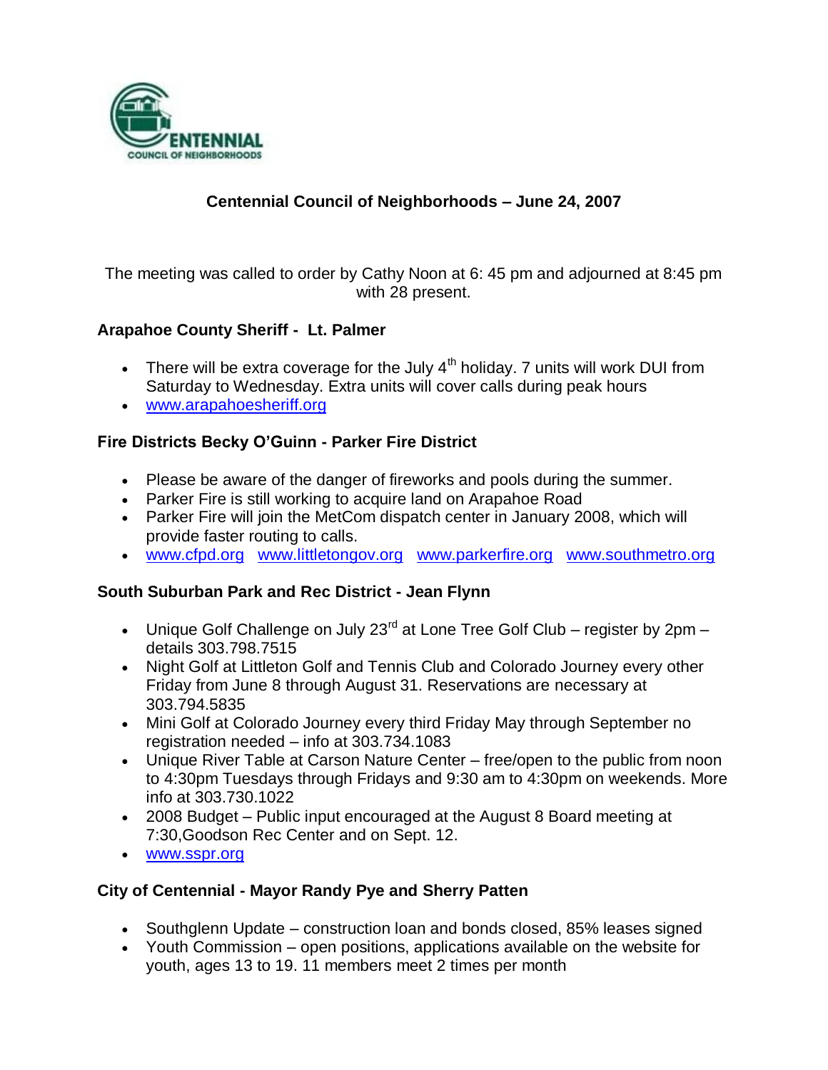# Centennial Council of Neighborhoods – June 24, 2007

The meeting was called to order by Cathy Noon at 6: 45 pm and adjourned at 8:45 pm with 28 present.

### Arapahoe County Sheriff - Lt. Palmer

- There will be extra coverage for the July 4th holiday. 7 units will work DUI from Saturday to Wednesday. Extra units will cover calls during peak hours
- www.arapahoesheriff.org

### Fire Districts Becky O'Guinn - Parker Fire District

- Please be aware of the danger of fireworks and pools during the summer.
- Parker Fire is still working to acquire land on Arapahoe Road
- Parker Fire will join the MetCom dispatch center in January 2008, which will provide faster routing to calls.
- www.cfpd.org www.littletongov.org www.parkerfire.org www.southmetro.org

### South Suburban Park and Rec District - Jean Flynn

- Unique Golf Challenge on July 23rd at Lone Tree Golf Club – register by 2pm – details 303.798.7515
- Night Golf at Littleton Golf and Tennis Club and Colorado Journey every other Friday from June 8 through August 31. Reservations are necessary at 303.794.5835
- Mini Golf at Colorado Journey every third Friday May through September no registration needed – info at 303.734.1083
- Unique River Table at Carson Nature Center – free/open to the public from noon to 4:30pm Tuesdays through Fridays and 9:30 am to 4:30pm on weekends. More info at 303.730.1022
- 2008 Budget – Public input encouraged at the August 8 Board meeting at 7:30,Goodson Rec Center and on Sept. 12.
- www.sspr.org

### City of Centennial - Mayor Randy Pye and Sherry Patten

- Southglenn Update – construction loan and bonds closed, 85% leases signed
- Youth Commission – open positions, applications available on the website for youth, ages 13 to 19. 11 members meet 2 times per month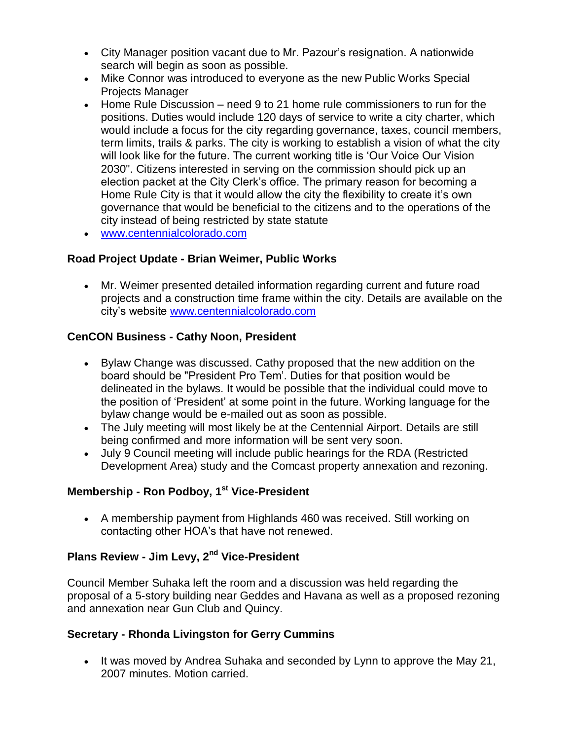- City Manager position vacant due to Mr. Pazour's resignation. A nationwide search will begin as soon as possible.
- Mike Connor was introduced to everyone as the new Public Works Special Projects Manager
- Home Rule Discussion – need 9 to 21 home rule commissioners to run for the positions. Duties would include 120 days of service to write a city charter, which would include a focus for the city regarding governance, taxes, council members, term limits, trails & parks. The city is working to establish a vision of what the city will look like for the future. The current working title is 'Our Voice Our Vision 2030". Citizens interested in serving on the commission should pick up an election packet at the City Clerk's office. The primary reason for becoming a Home Rule City is that it would allow the city the flexibility to create it's own governance that would be beneficial to the citizens and to the operations of the city instead of being restricted by state statute
- www.centennialcolorado.com

**Road Project Update - Brian Weimer, Public Works**

- Mr. Weimer presented detailed information regarding current and future road projects and a construction time frame within the city. Details are available on the city's website www.centennialcolorado.com

**CenCON Business - Cathy Noon, President**

- Bylaw Change was discussed. Cathy proposed that the new addition on the board should be "President Pro Tem'. Duties for that position would be delineated in the bylaws. It would be possible that the individual could move to the position of 'President' at some point in the future. Working language for the bylaw change would be e-mailed out as soon as possible.
- The July meeting will most likely be at the Centennial Airport. Details are still being confirmed and more information will be sent very soon.
- July 9 Council meeting will include public hearings for the RDA (Restricted Development Area) study and the Comcast property annexation and rezoning.

**Membership - Ron Podboy, 1st Vice-President**

- A membership payment from Highlands 460 was received. Still working on contacting other HOA's that have not renewed.

**Plans Review - Jim Levy, 2nd Vice-President**

Council Member Suhaka left the room and a discussion was held regarding the proposal of a 5-story building near Geddes and Havana as well as a proposed rezoning and annexation near Gun Club and Quincy.

**Secretary - Rhonda Livingston for Gerry Cummins**

- It was moved by Andrea Suhaka and seconded by Lynn to approve the May 21, 2007 minutes. Motion carried.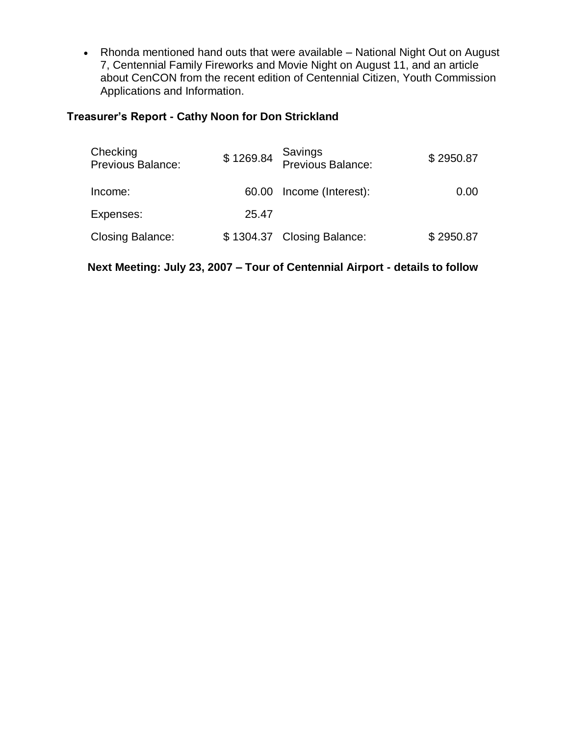- Rhonda mentioned hand outs that were available – National Night Out on August 7, Centennial Family Fireworks and Movie Night on August 11, and an article about CenCON from the recent edition of Centennial Citizen, Youth Commission Applications and Information.

**Treasurer's Report - Cathy Noon for Don Strickland**

| | | | |
|---|---|---|---|
| Checking Previous Balance: | $ 1269.84 | Savings Previous Balance: | $ 2950.87 |
| Income: | 60.00 | Income (Interest): | 0.00 |
| Expenses: | 25.47 | | |
| Closing Balance: | $ 1304.37 | Closing Balance: | $ 2950.87 |

**Next Meeting: July 23, 2007 – Tour of Centennial Airport - details to follow**